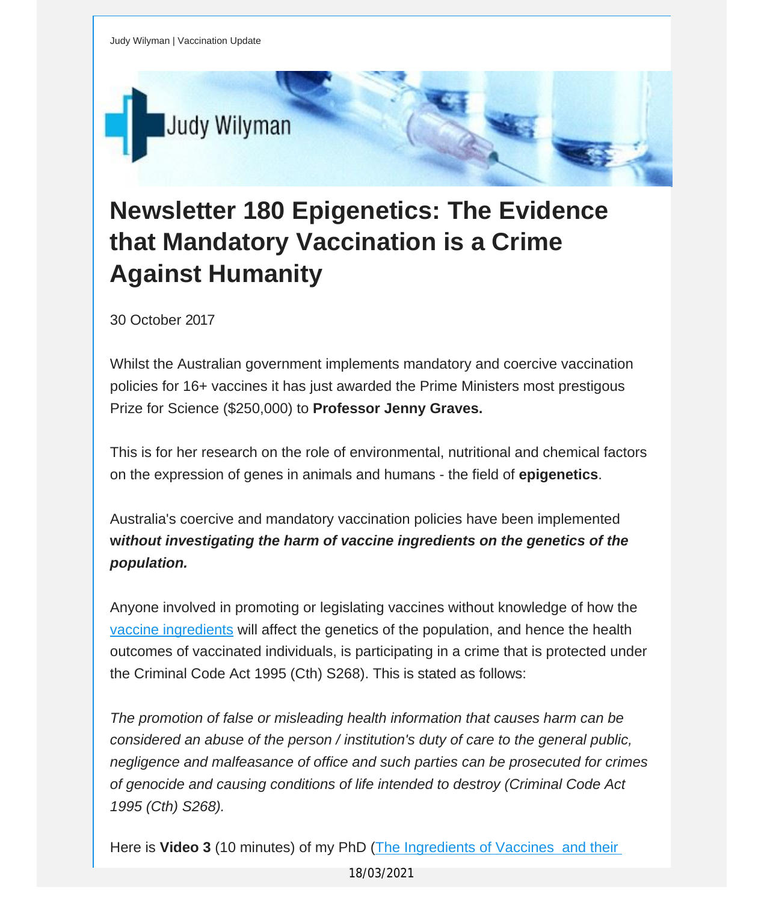Judy Wilyman | Vaccination Update

Judy Wilyman

# Newsletter 180 Epigenetics: The Evidence that Mandatory Vaccination is a Crime Against Humanity

30 October 2017

Whilst the Australian government implements mandatory and coercive vaccination policies for 16+ vaccines it has just awarded the Prime Ministers most prestigous Prize for Science ($250,000) to **Professor Jenny Graves.**

This is for her research on the role of environmental, nutritional and chemical factors on the expression of genes in animals and humans - the field of **epigenetics**.

Australia's coercive and mandatory vaccination policies have been implemented ***without investigating the harm of vaccine ingredients on the genetics of the population.***

Anyone involved in promoting or legislating vaccines without knowledge of how the [vaccine ingredients] will affect the genetics of the population, and hence the health outcomes of vaccinated individuals, is participating in a crime that is protected under the Criminal Code Act 1995 (Cth) S268). This is stated as follows:

*The promotion of false or misleading health information that causes harm can be considered an abuse of the person / institution's duty of care to the general public, negligence and malfeasance of office and such parties can be prosecuted for crimes of genocide and causing conditions of life intended to destroy (Criminal Code Act 1995 (Cth) S268).*

Here is **Video 3** (10 minutes) of my PhD ([The Ingredients of Vaccines and their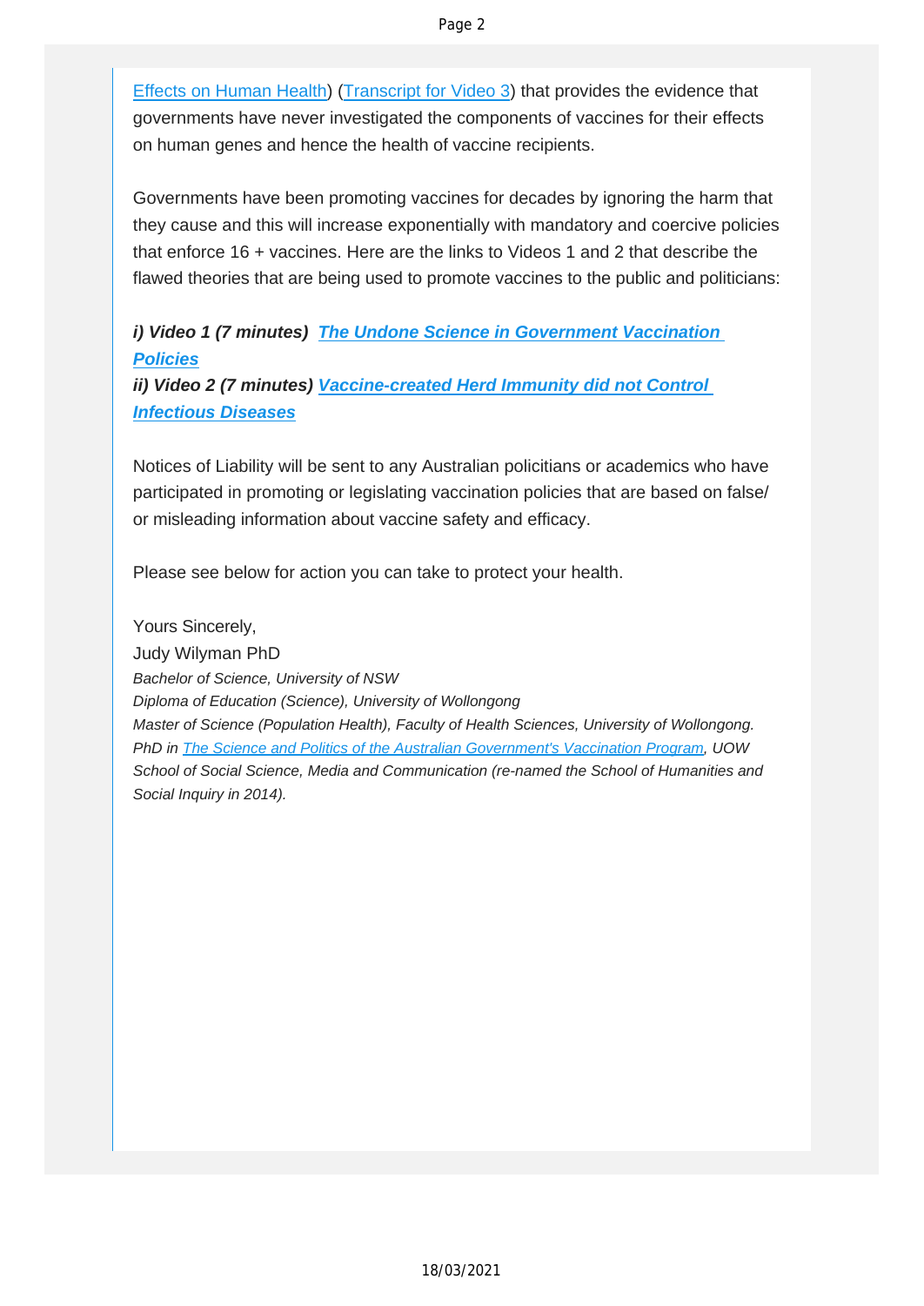Effects on Human Health) (Transcript for Video 3) that provides the evidence that governments have never investigated the components of vaccines for their effects on human genes and hence the health of vaccine recipients.

Governments have been promoting vaccines for decades by ignoring the harm that they cause and this will increase exponentially with mandatory and coercive policies that enforce 16 + vaccines. Here are the links to Videos 1 and 2 that describe the flawed theories that are being used to promote vaccines to the public and politicians:

***i) Video 1 (7 minutes)*** ***The Undone Science in Government Vaccination Policies***
***ii) Video 2 (7 minutes)*** ***Vaccine-created Herd Immunity did not Control Infectious Diseases***

Notices of Liability will be sent to any Australian policitians or academics who have participated in promoting or legislating vaccination policies that are based on false/ or misleading information about vaccine safety and efficacy.

Please see below for action you can take to protect your health.

Yours Sincerely,
Judy Wilyman PhD
*Bachelor of Science, University of NSW*
*Diploma of Education (Science), University of Wollongong*
*Master of Science (Population Health), Faculty of Health Sciences, University of Wollongong.*
*PhD in The Science and Politics of the Australian Government's Vaccination Program, UOW School of Social Science, Media and Communication (re-named the School of Humanities and Social Inquiry in 2014).*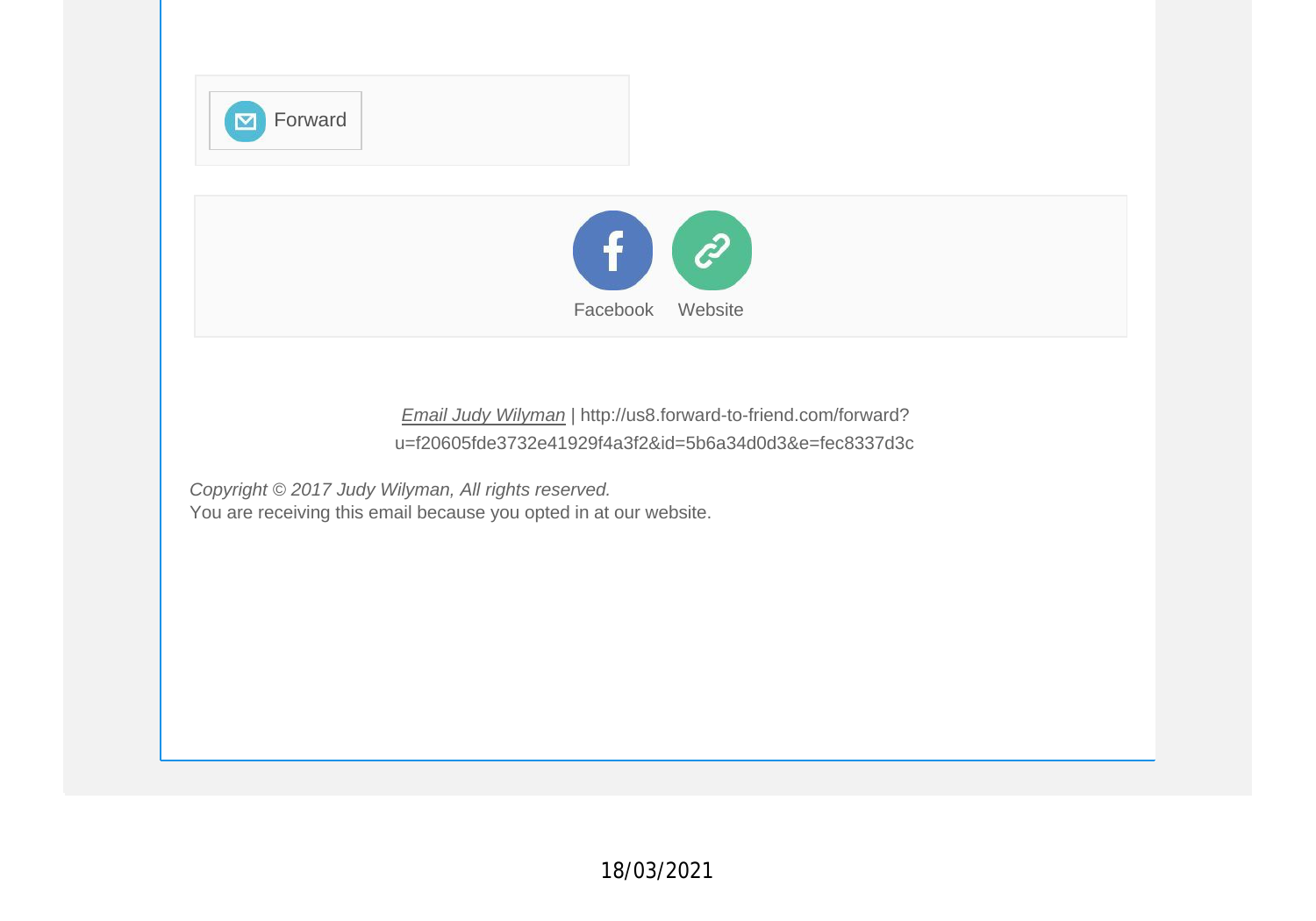Forward

Facebook Website

*Email Judy Wilyman* | http://us8.forward-to-friend.com/forward?u=f20605fde3732e41929f4a3f2&id=5b6a34d0d3&e=fec8337d3c

*Copyright © 2017 Judy Wilyman, All rights reserved.*
You are receiving this email because you opted in at our website.

18/03/2021